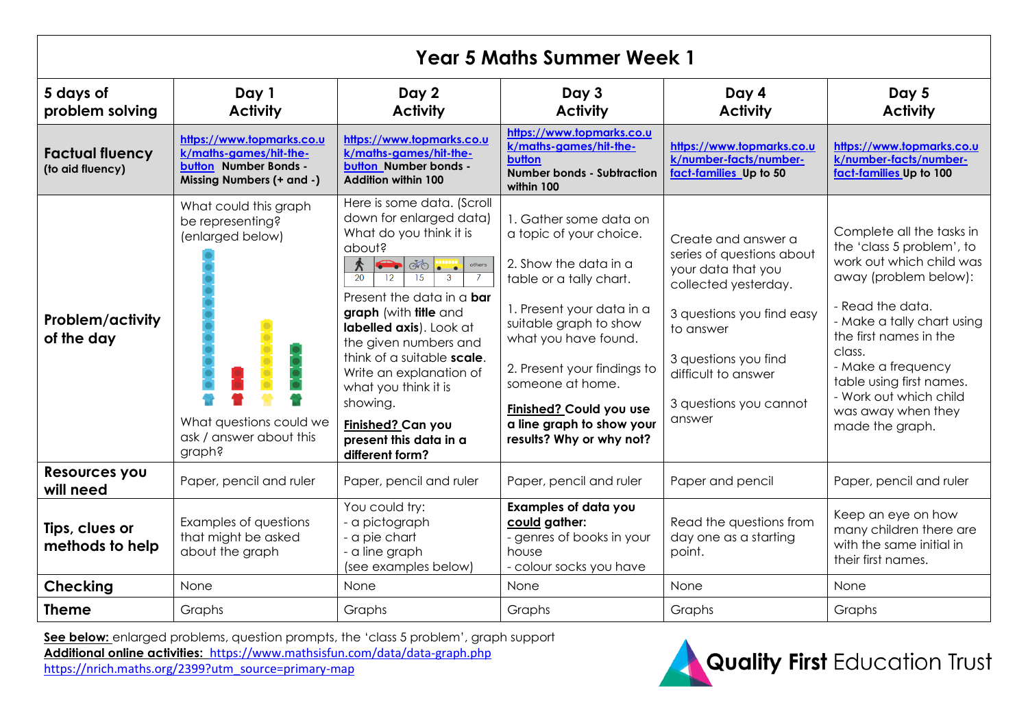# Year 5 Maths Summer Week 1

| 5 days of problem solving | Day 1 Activity | Day 2 Activity | Day 3 Activity | Day 4 Activity | Day 5 Activity |
|---|---|---|---|---|---|
| **Factual fluency** (to aid fluency) | https://www.topmarks.co.uk/maths-games/hit-the-button **Number Bonds - Missing Numbers (+ and -)** | https://www.topmarks.co.uk/maths-games/hit-the-button **Number bonds - Addition within 100** | https://www.topmarks.co.uk/maths-games/hit-the-button **Number bonds - Subtraction within 100** | https://www.topmarks.co.uk/number-facts/number-fact-families **Up to 50** | https://www.topmarks.co.uk/number-facts/number-fact-families **Up to 100** |
| **Problem/activity of the day** | What could this graph be representing? (enlarged below)<br><br>What questions could we ask / answer about this graph? | Here is some data. (Scroll down for enlarged data) What do you think it is about?<br><br>20, 12, 15, 3, others 7<br><br>Present the data in a **bar graph** (with **title** and **labelled axis**). Look at the given numbers and think of a suitable **scale**. Write an explanation of what you think it is showing.<br><br>**Finished? Can you present this data in a different form?** | 1. Gather some data on a topic of your choice.<br><br>2. Show the data in a table or a tally chart.<br><br>1. Present your data in a suitable graph to show what you have found.<br><br>2. Present your findings to someone at home.<br><br>**Finished? Could you use a line graph to show your results? Why or why not?** | Create and answer a series of questions about your data that you collected yesterday.<br><br>3 questions you find easy to answer<br><br>3 questions you find difficult to answer<br><br>3 questions you cannot answer | Complete all the tasks in the 'class 5 problem', to work out which child was away (problem below):<br><br>- Read the data.<br>- Make a tally chart using the first names in the class.<br>- Make a frequency table using first names.<br>- Work out which child was away when they made the graph. |
| **Resources you will need** | Paper, pencil and ruler | Paper, pencil and ruler | Paper, pencil and ruler | Paper and pencil | Paper, pencil and ruler |
| **Tips, clues or methods to help** | Examples of questions that might be asked about the graph | You could try:<br>- a pictograph<br>- a pie chart<br>- a line graph<br>(see examples below) | **Examples of data you could gather:**<br>- genres of books in your house<br>- colour socks you have | Read the questions from day one as a starting point. | Keep an eye on how many children there are with the same initial in their first names. |
| **Checking** | None | None | None | None | None |
| **Theme** | Graphs | Graphs | Graphs | Graphs | Graphs |

**See below:** enlarged problems, question prompts, the 'class 5 problem', graph support

**Additional online activities:** https://www.mathsisfun.com/data/data-graph.php

https://nrich.maths.org/2399?utm_source=primary-map

**Quality First** Education Trust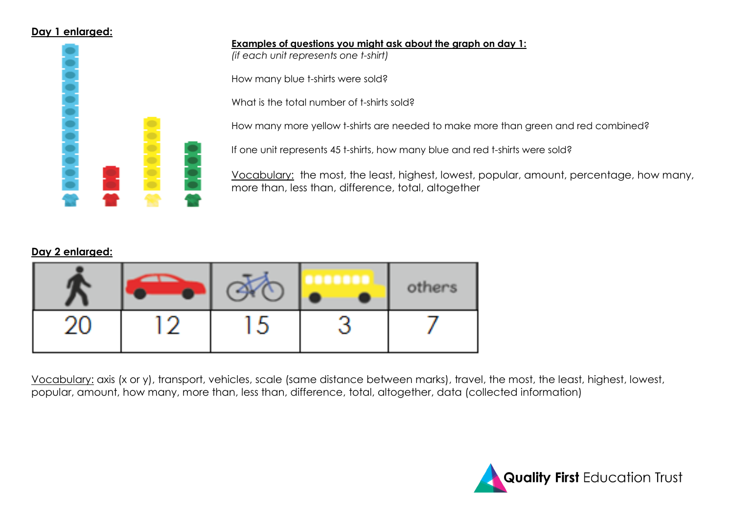**Day 1 enlarged:**

**Examples of questions you might ask about the graph on day 1:**
*(if each unit represents one t-shirt)*

How many blue t-shirts were sold?

What is the total number of t-shirts sold?

How many more yellow t-shirts are needed to make more than green and red combined?

If one unit represents 45 t-shirts, how many blue and red t-shirts were sold?

Vocabulary: the most, the least, highest, lowest, popular, amount, percentage, how many, more than, less than, difference, total, altogether

**Day 2 enlarged:**

| | | | | others |
|---|---|---|---|---|
| 20 | 12 | 15 | 3 | 7 |

Vocabulary: axis (x or y), transport, vehicles, scale (same distance between marks), travel, the most, the least, highest, lowest, popular, amount, how many, more than, less than, difference, total, altogether, data (collected information)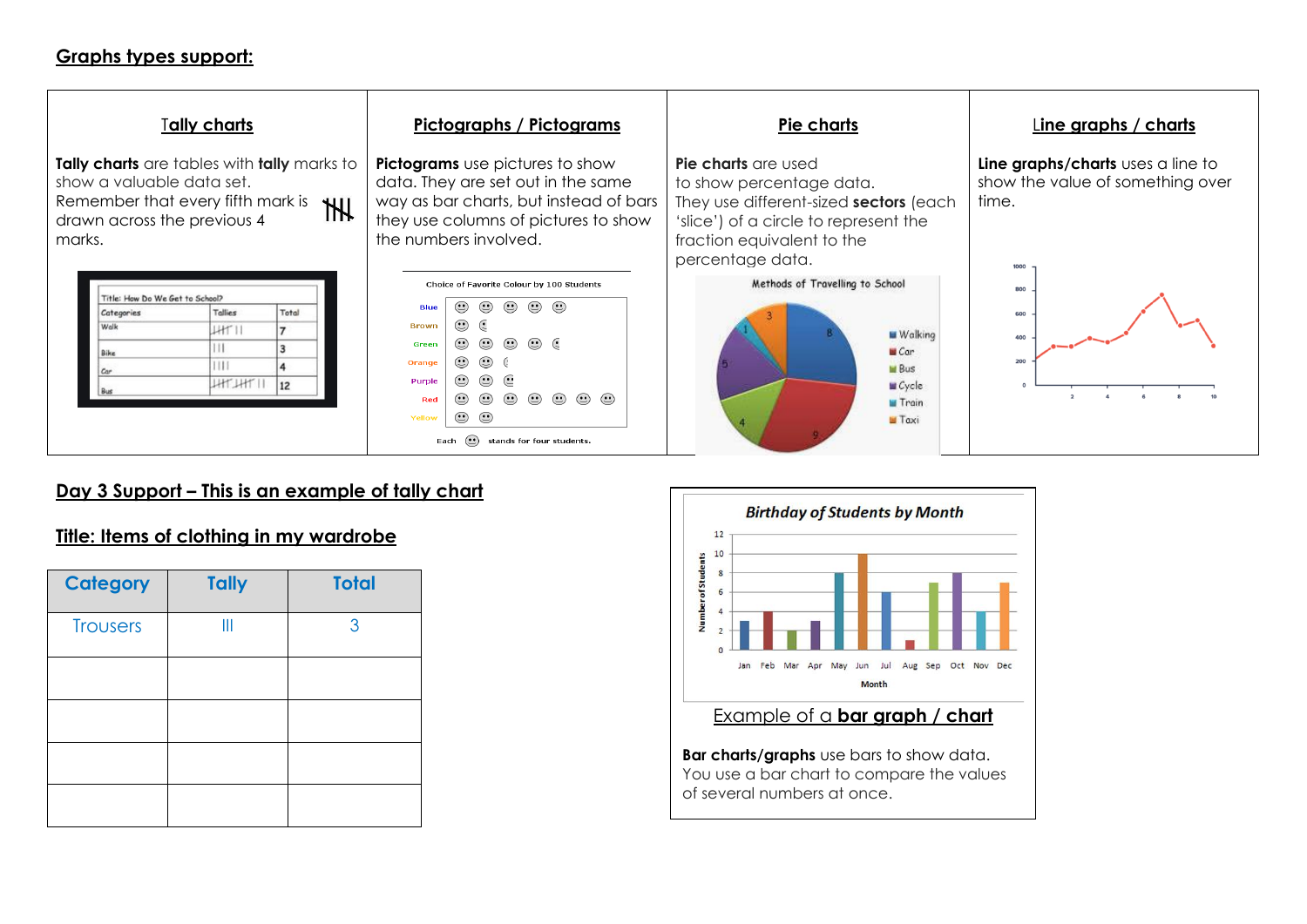## Graphs types support:

| Tally charts | Pictographs / Pictograms | Pie charts | Line graphs / charts |
|---|---|---|---|
| **Tally charts** are tables with **tally** marks to show a valuable data set. Remember that every fifth mark is drawn across the previous 4 marks. | **Pictograms** use pictures to show data. They are set out in the same way as bar charts, but instead of bars they use columns of pictures to show the numbers involved. | **Pie charts** are used to show percentage data. They use different-sized **sectors** (each 'slice') of a circle to represent the fraction equivalent to the percentage data. | **Line graphs/charts** uses a line to show the value of something over time. |

Title: How Do We Get to School?

| Categories | Tallies | Total |
|---|---|---|
| Walk | 卌 II | 7 |
| Bike | III | 3 |
| Car | IIII | 4 |
| Bus | 卌 卌 II | 12 |

Choice of Favorite Colour by 100 Students

Blue, Brown, Green, Orange, Purple, Red, Yellow

Each ☺ stands for four students.

Methods of Travelling to School

Walking, Car, Bus, Cycle, Train, Taxi

## Day 3 Support – This is an example of tally chart

## Title: Items of clothing in my wardrobe

| Category | Tally | Total |
|---|---|---|
| Trousers | III | 3 |
| | | |
| | | |
| | | |
| | | |

Birthday of Students by Month

Number of Students

Jan Feb Mar Apr May Jun Jul Aug Sep Oct Nov Dec

Month

Example of a **bar graph / chart**

**Bar charts/graphs** use bars to show data. You use a bar chart to compare the values of several numbers at once.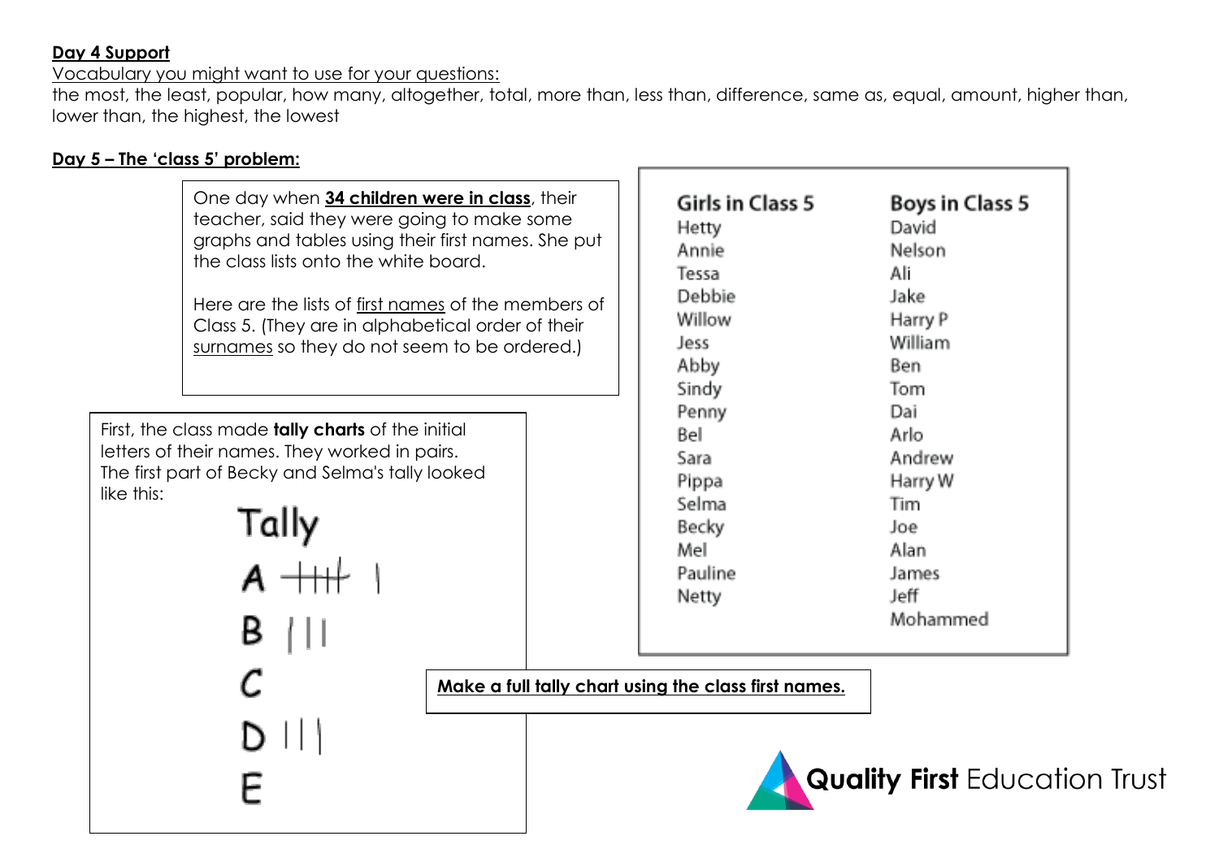**Day 4 Support**

Vocabulary you might want to use for your questions:

the most, the least, popular, how many, altogether, total, more than, less than, difference, same as, equal, amount, higher than, lower than, the highest, the lowest

**Day 5 – The 'class 5' problem:**

One day when **34 children were in class**, their teacher, said they were going to make some graphs and tables using their first names. She put the class lists onto the white board.

Here are the lists of first names of the members of Class 5. (They are in alphabetical order of their surnames so they do not seem to be ordered.)

| Girls in Class 5 | Boys in Class 5 |
| --- | --- |
| Hetty | David |
| Annie | Nelson |
| Tessa | Ali |
| Debbie | Jake |
| Willow | Harry P |
| Jess | William |
| Abby | Ben |
| Sindy | Tom |
| Penny | Dai |
| Bel | Arlo |
| Sara | Andrew |
| Pippa | Harry W |
| Selma | Tim |
| Becky | Joe |
| Mel | Alan |
| Pauline | James |
| Netty | Jeff |
| | Mohammed |

First, the class made **tally charts** of the initial letters of their names. They worked in pairs. The first part of Becky and Selma's tally looked like this:

Tally

A 𝍸 |

B |||

C

D |||

E

**Make a full tally chart using the class first names.**

Quality First Education Trust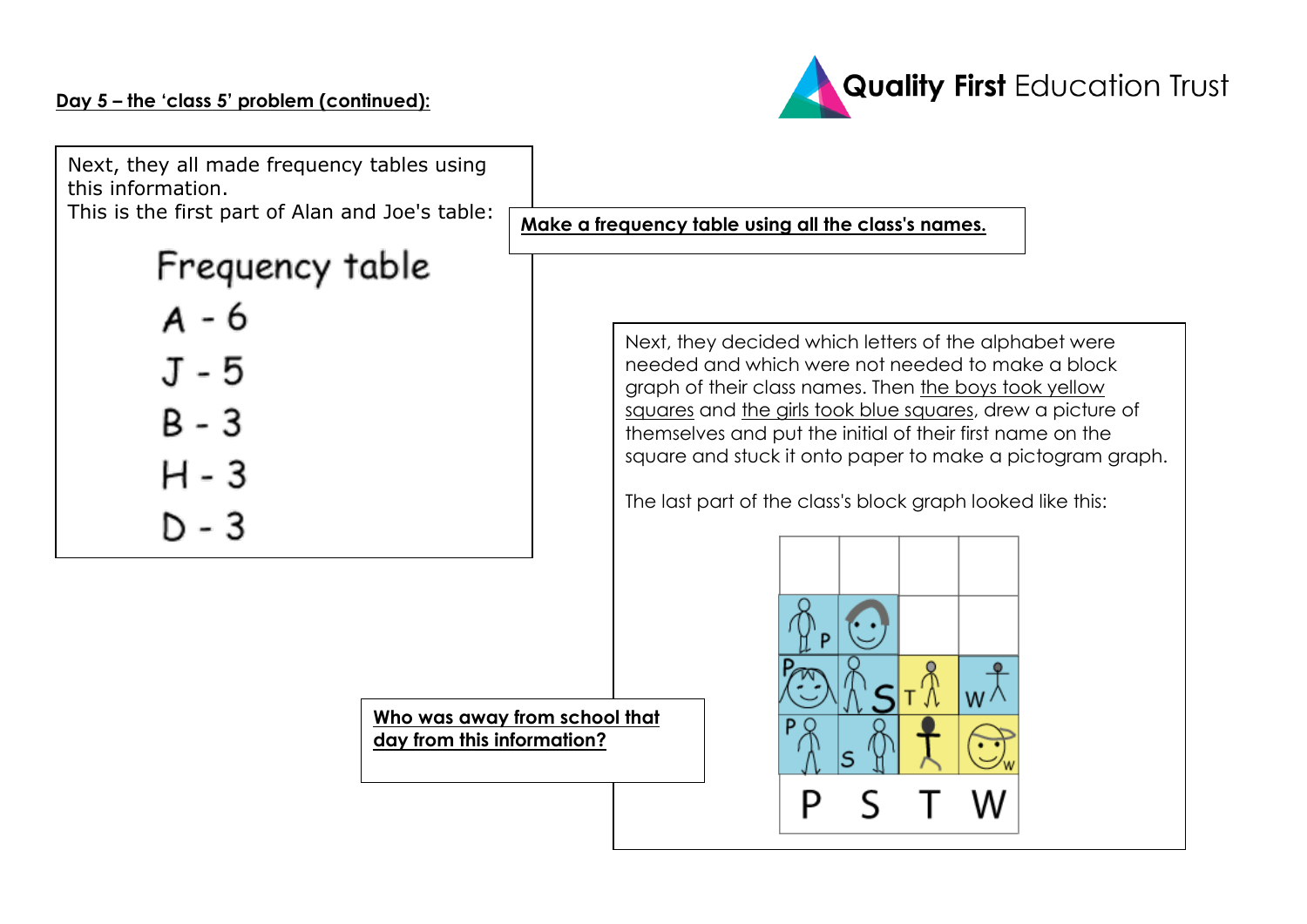**Day 5 – the 'class 5' problem (continued):**

Next, they all made frequency tables using this information.
This is the first part of Alan and Joe's table:

Frequency table

A - 6

J - 5

B - 3

H - 3

D - 3

**Make a frequency table using all the class's names.**

Next, they decided which letters of the alphabet were needed and which were not needed to make a block graph of their class names. Then the boys took yellow squares and the girls took blue squares, drew a picture of themselves and put the initial of their first name on the square and stuck it onto paper to make a pictogram graph.

The last part of the class's block graph looked like this:

P S T W

**Who was away from school that day from this information?**